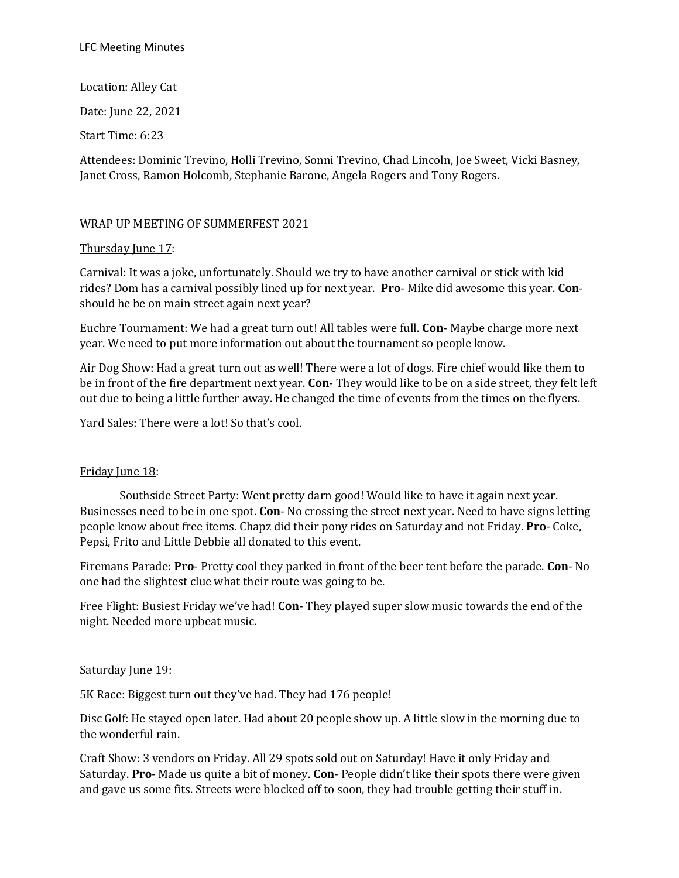# LFC Meeting Minutes

Location: Alley Cat

Date: June 22, 2021

Start Time: 6:23

Attendees: Dominic Trevino, Holli Trevino, Sonni Trevino, Chad Lincoln, Joe Sweet, Vicki Basney, Janet Cross, Ramon Holcomb, Stephanie Barone, Angela Rogers and Tony Rogers.

## WRAP UP MEETING OF SUMMERFEST 2021

### Thursday June 17:

Carnival: It was a joke, unfortunately. Should we try to have another carnival or stick with kid rides? Dom has a carnival possibly lined up for next year. **Pro**- Mike did awesome this year. **Con**- should he be on main street again next year?

Euchre Tournament: We had a great turn out! All tables were full. **Con**- Maybe charge more next year. We need to put more information out about the tournament so people know.

Air Dog Show: Had a great turn out as well! There were a lot of dogs. Fire chief would like them to be in front of the fire department next year. **Con**- They would like to be on a side street, they felt left out due to being a little further away. He changed the time of events from the times on the flyers.

Yard Sales: There were a lot! So that's cool.

### Friday June 18:

Southside Street Party: Went pretty darn good! Would like to have it again next year. Businesses need to be in one spot. **Con**- No crossing the street next year. Need to have signs letting people know about free items. Chapz did their pony rides on Saturday and not Friday. **Pro**- Coke, Pepsi, Frito and Little Debbie all donated to this event.

Firemans Parade: **Pro**- Pretty cool they parked in front of the beer tent before the parade. **Con**- No one had the slightest clue what their route was going to be.

Free Flight: Busiest Friday we've had! **Con**- They played super slow music towards the end of the night. Needed more upbeat music.

### Saturday June 19:

5K Race: Biggest turn out they've had. They had 176 people!

Disc Golf: He stayed open later. Had about 20 people show up. A little slow in the morning due to the wonderful rain.

Craft Show: 3 vendors on Friday. All 29 spots sold out on Saturday! Have it only Friday and Saturday. **Pro**- Made us quite a bit of money. **Con**- People didn't like their spots there were given and gave us some fits. Streets were blocked off to soon, they had trouble getting their stuff in.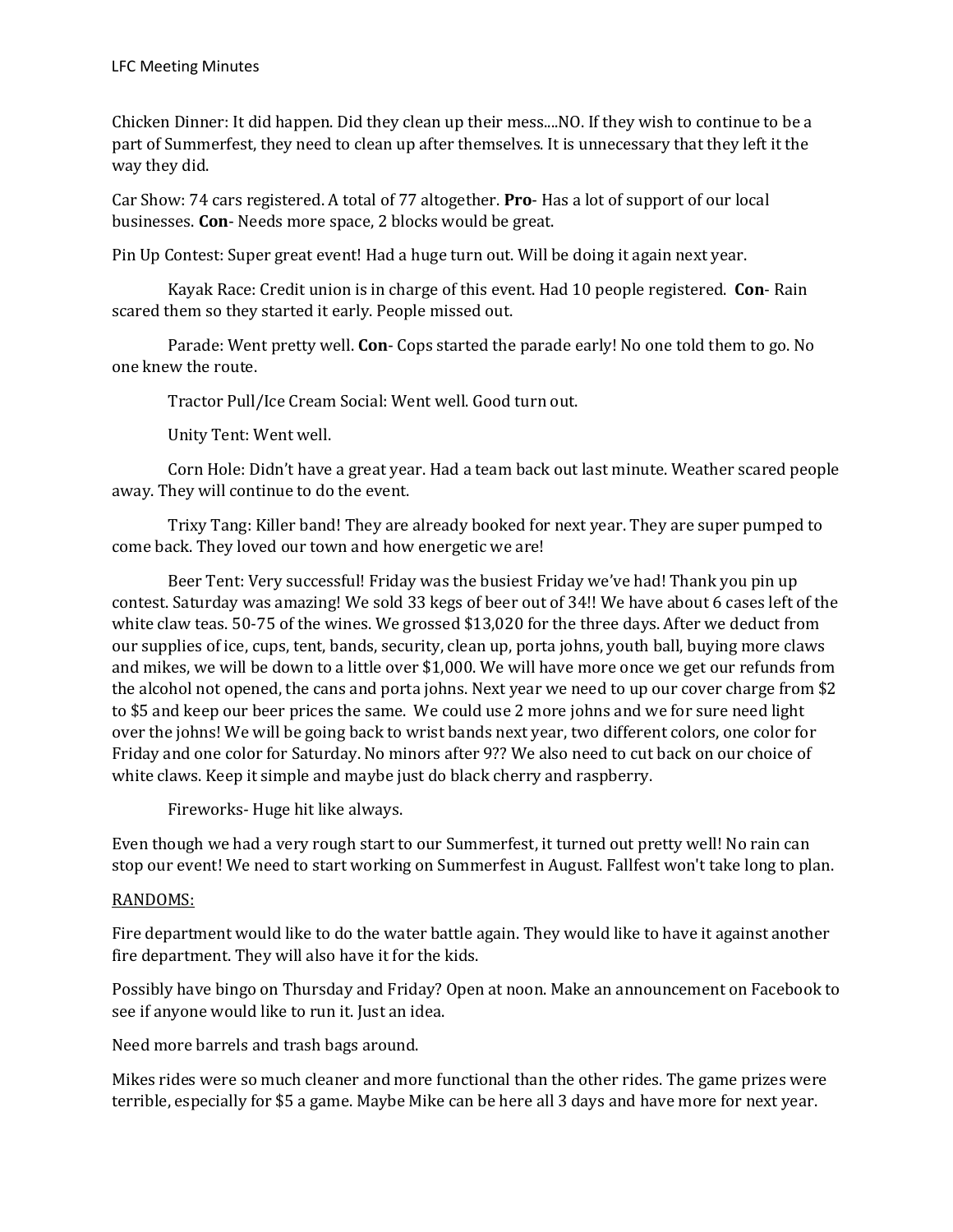Chicken Dinner: It did happen. Did they clean up their mess....NO. If they wish to continue to be a part of Summerfest, they need to clean up after themselves. It is unnecessary that they left it the way they did.

Car Show: 74 cars registered. A total of 77 altogether. **Pro**- Has a lot of support of our local businesses. **Con**- Needs more space, 2 blocks would be great.

Pin Up Contest: Super great event! Had a huge turn out. Will be doing it again next year.

Kayak Race: Credit union is in charge of this event. Had 10 people registered. **Con**- Rain scared them so they started it early. People missed out.

Parade: Went pretty well. **Con**- Cops started the parade early! No one told them to go. No one knew the route.

Tractor Pull/Ice Cream Social: Went well. Good turn out.

Unity Tent: Went well.

Corn Hole: Didn't have a great year. Had a team back out last minute. Weather scared people away. They will continue to do the event.

Trixy Tang: Killer band! They are already booked for next year. They are super pumped to come back. They loved our town and how energetic we are!

Beer Tent: Very successful! Friday was the busiest Friday we've had! Thank you pin up contest. Saturday was amazing! We sold 33 kegs of beer out of 34!! We have about 6 cases left of the white claw teas. 50-75 of the wines. We grossed $13,020 for the three days. After we deduct from our supplies of ice, cups, tent, bands, security, clean up, porta johns, youth ball, buying more claws and mikes, we will be down to a little over $1,000. We will have more once we get our refunds from the alcohol not opened, the cans and porta johns. Next year we need to up our cover charge from $2 to $5 and keep our beer prices the same. We could use 2 more johns and we for sure need light over the johns! We will be going back to wrist bands next year, two different colors, one color for Friday and one color for Saturday. No minors after 9?? We also need to cut back on our choice of white claws. Keep it simple and maybe just do black cherry and raspberry.

Fireworks- Huge hit like always.

Even though we had a very rough start to our Summerfest, it turned out pretty well! No rain can stop our event! We need to start working on Summerfest in August. Fallfest won't take long to plan.

<u>RANDOMS:</u>

Fire department would like to do the water battle again. They would like to have it against another fire department. They will also have it for the kids.

Possibly have bingo on Thursday and Friday? Open at noon. Make an announcement on Facebook to see if anyone would like to run it. Just an idea.

Need more barrels and trash bags around.

Mikes rides were so much cleaner and more functional than the other rides. The game prizes were terrible, especially for $5 a game. Maybe Mike can be here all 3 days and have more for next year.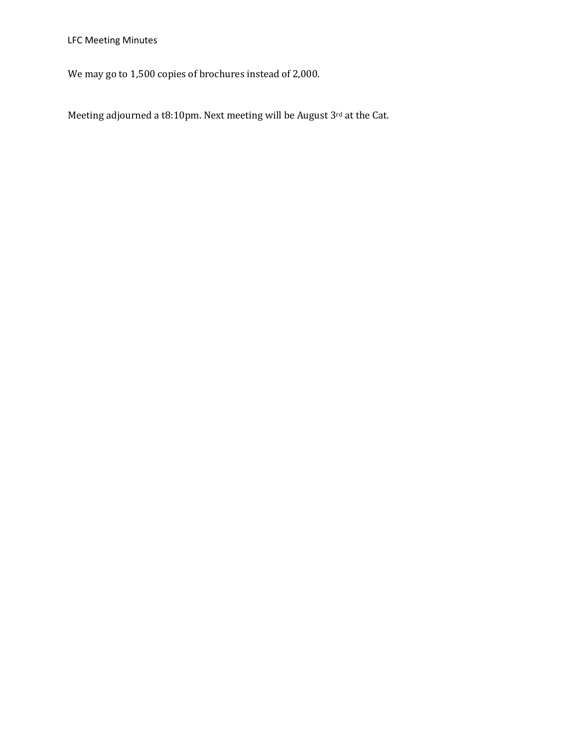We may go to 1,500 copies of brochures instead of 2,000.

Meeting adjourned a t8:10pm. Next meeting will be August 3rd at the Cat.